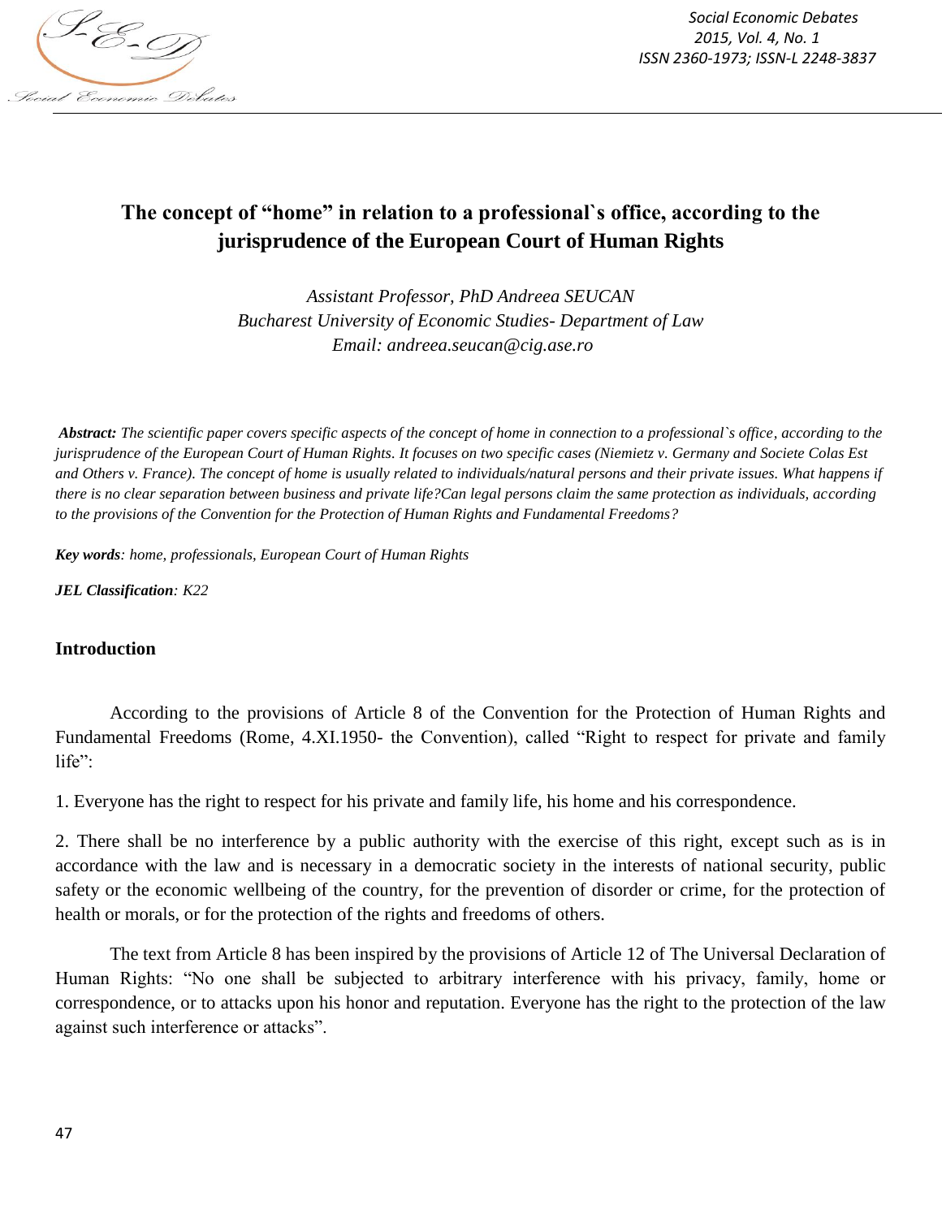# The concept of "home" in relation to a professional`s office, according to the jurisprudence of the European Court of Human Rights

*Assistant Professor, PhD Andreea SEUCAN*
*Bucharest University of Economic Studies- Department of Law*
*Email: andreea.seucan@cig.ase.ro*

***Abstract:*** *The scientific paper covers specific aspects of the concept of home in connection to a professional`s office, according to the jurisprudence of the European Court of Human Rights. It focuses on two specific cases (Niemietz v. Germany and Societe Colas Est and Others v. France). The concept of home is usually related to individuals/natural persons and their private issues. What happens if there is no clear separation between business and private life?Can legal persons claim the same protection as individuals, according to the provisions of the Convention for the Protection of Human Rights and Fundamental Freedoms?*

***Key words****: home, professionals, European Court of Human Rights*

***JEL Classification****: K22*

## Introduction

According to the provisions of Article 8 of the Convention for the Protection of Human Rights and Fundamental Freedoms (Rome, 4.XI.1950- the Convention), called "Right to respect for private and family life":

1. Everyone has the right to respect for his private and family life, his home and his correspondence.

2. There shall be no interference by a public authority with the exercise of this right, except such as is in accordance with the law and is necessary in a democratic society in the interests of national security, public safety or the economic wellbeing of the country, for the prevention of disorder or crime, for the protection of health or morals, or for the protection of the rights and freedoms of others.

The text from Article 8 has been inspired by the provisions of Article 12 of The Universal Declaration of Human Rights: "No one shall be subjected to arbitrary interference with his privacy, family, home or correspondence, or to attacks upon his honor and reputation. Everyone has the right to the protection of the law against such interference or attacks".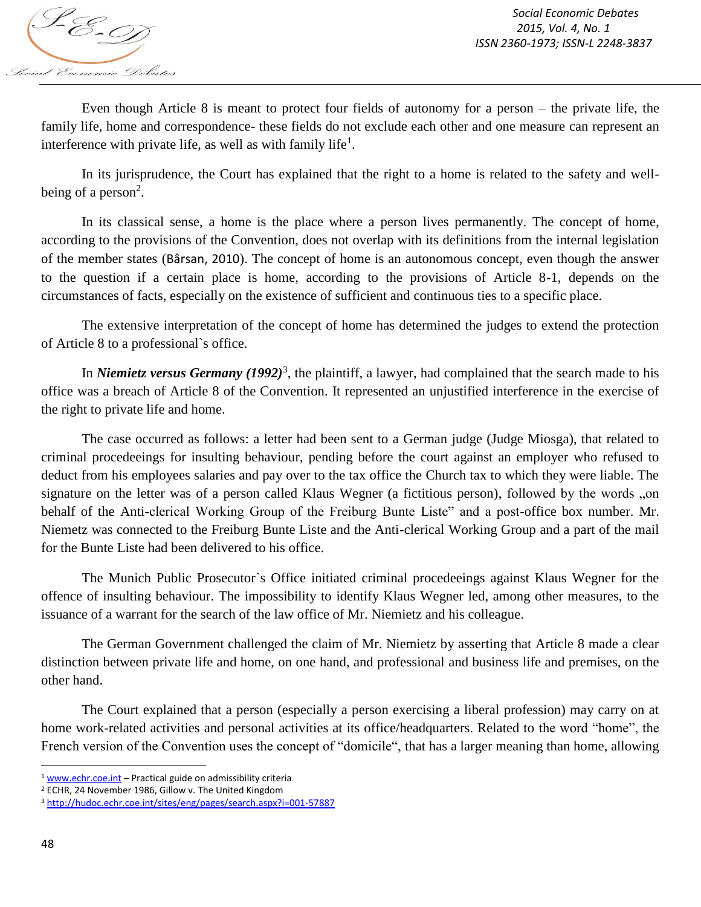Even though Article 8 is meant to protect four fields of autonomy for a person – the private life, the family life, home and correspondence- these fields do not exclude each other and one measure can represent an interference with private life, as well as with family life[1].

In its jurisprudence, the Court has explained that the right to a home is related to the safety and well-being of a person[2].

In its classical sense, a home is the place where a person lives permanently. The concept of home, according to the provisions of the Convention, does not overlap with its definitions from the internal legislation of the member states (Bârsan, 2010). The concept of home is an autonomous concept, even though the answer to the question if a certain place is home, according to the provisions of Article 8-1, depends on the circumstances of facts, especially on the existence of sufficient and continuous ties to a specific place.

The extensive interpretation of the concept of home has determined the judges to extend the protection of Article 8 to a professional`s office.

In ***Niemietz versus Germany (1992)***[3], the plaintiff, a lawyer, had complained that the search made to his office was a breach of Article 8 of the Convention. It represented an unjustified interference in the exercise of the right to private life and home.

The case occurred as follows: a letter had been sent to a German judge (Judge Miosga), that related to criminal procedeeings for insulting behaviour, pending before the court against an employer who refused to deduct from his employees salaries and pay over to the tax office the Church tax to which they were liable. The signature on the letter was of a person called Klaus Wegner (a fictitious person), followed by the words „on behalf of the Anti-clerical Working Group of the Freiburg Bunte Liste" and a post-office box number. Mr. Niemetz was connected to the Freiburg Bunte Liste and the Anti-clerical Working Group and a part of the mail for the Bunte Liste had been delivered to his office.

The Munich Public Prosecutor`s Office initiated criminal procedeeings against Klaus Wegner for the offence of insulting behaviour. The impossibility to identify Klaus Wegner led, among other measures, to the issuance of a warrant for the search of the law office of Mr. Niemietz and his colleague.

The German Government challenged the claim of Mr. Niemietz by asserting that Article 8 made a clear distinction between private life and home, on one hand, and professional and business life and premises, on the other hand.

The Court explained that a person (especially a person exercising a liberal profession) may carry on at home work-related activities and personal activities at its office/headquarters. Related to the word "home", the French version of the Convention uses the concept of "domicile", that has a larger meaning than home, allowing

---

[1] www.echr.coe.int – Practical guide on admissibility criteria

[2] ECHR, 24 November 1986, Gillow v. The United Kingdom

[3] http://hudoc.echr.coe.int/sites/eng/pages/search.aspx?i=001-57887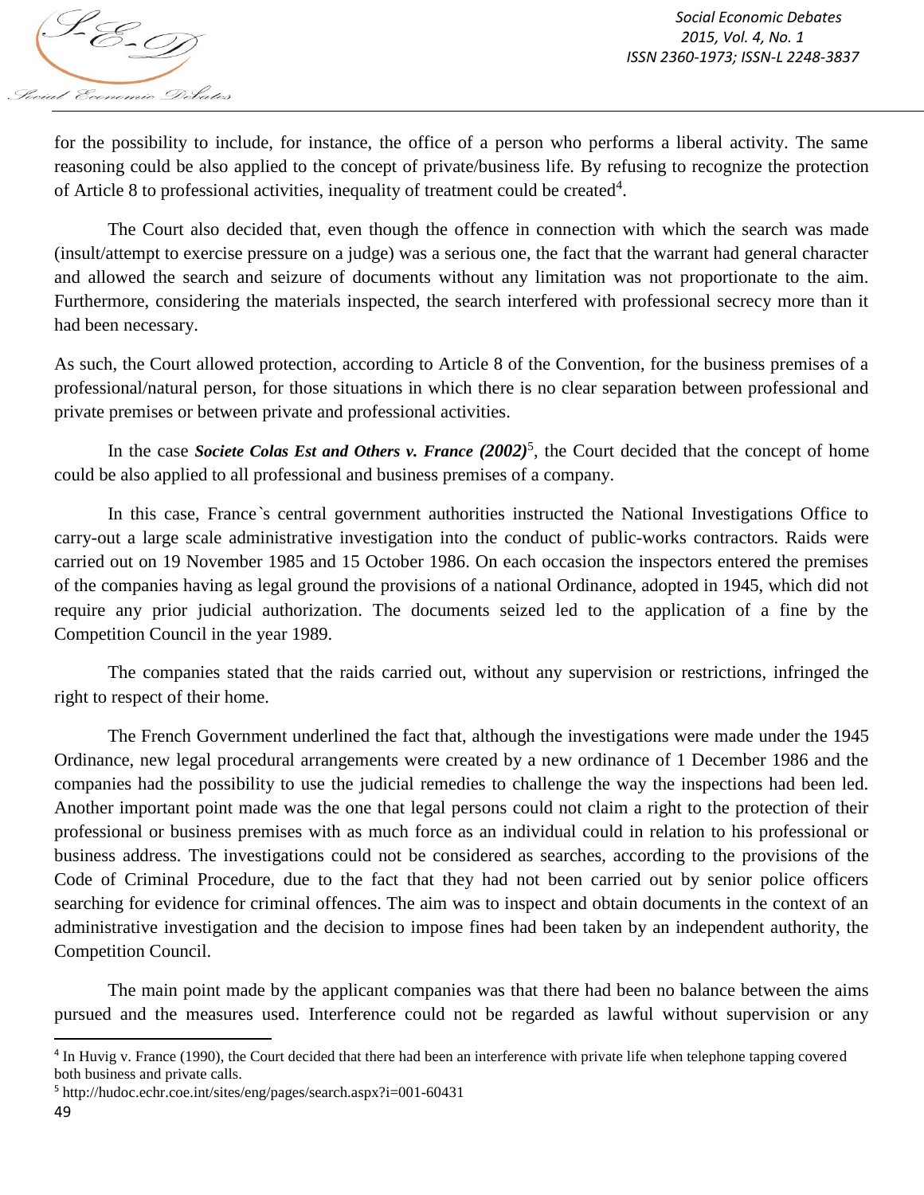for the possibility to include, for instance, the office of a person who performs a liberal activity. The same reasoning could be also applied to the concept of private/business life. By refusing to recognize the protection of Article 8 to professional activities, inequality of treatment could be created[4].

The Court also decided that, even though the offence in connection with which the search was made (insult/attempt to exercise pressure on a judge) was a serious one, the fact that the warrant had general character and allowed the search and seizure of documents without any limitation was not proportionate to the aim. Furthermore, considering the materials inspected, the search interfered with professional secrecy more than it had been necessary.

As such, the Court allowed protection, according to Article 8 of the Convention, for the business premises of a professional/natural person, for those situations in which there is no clear separation between professional and private premises or between private and professional activities.

In the case ***Societe Colas Est and Others v. France (2002)***[5], the Court decided that the concept of home could be also applied to all professional and business premises of a company.

In this case, France`s central government authorities instructed the National Investigations Office to carry-out a large scale administrative investigation into the conduct of public-works contractors. Raids were carried out on 19 November 1985 and 15 October 1986. On each occasion the inspectors entered the premises of the companies having as legal ground the provisions of a national Ordinance, adopted in 1945, which did not require any prior judicial authorization. The documents seized led to the application of a fine by the Competition Council in the year 1989.

The companies stated that the raids carried out, without any supervision or restrictions, infringed the right to respect of their home.

The French Government underlined the fact that, although the investigations were made under the 1945 Ordinance, new legal procedural arrangements were created by a new ordinance of 1 December 1986 and the companies had the possibility to use the judicial remedies to challenge the way the inspections had been led. Another important point made was the one that legal persons could not claim a right to the protection of their professional or business premises with as much force as an individual could in relation to his professional or business address. The investigations could not be considered as searches, according to the provisions of the Code of Criminal Procedure, due to the fact that they had not been carried out by senior police officers searching for evidence for criminal offences. The aim was to inspect and obtain documents in the context of an administrative investigation and the decision to impose fines had been taken by an independent authority, the Competition Council.

The main point made by the applicant companies was that there had been no balance between the aims pursued and the measures used. Interference could not be regarded as lawful without supervision or any

---

[4] In Huvig v. France (1990), the Court decided that there had been an interference with private life when telephone tapping covered both business and private calls.

[5] http://hudoc.echr.coe.int/sites/eng/pages/search.aspx?i=001-60431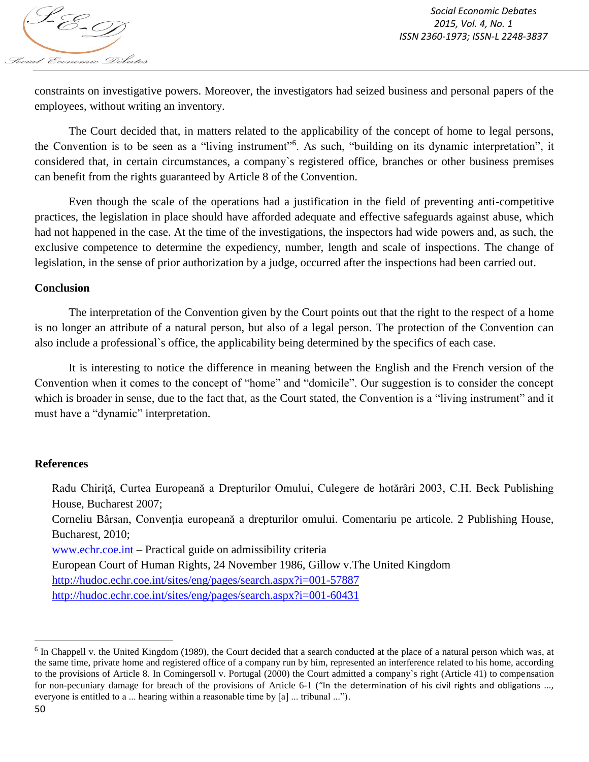constraints on investigative powers. Moreover, the investigators had seized business and personal papers of the employees, without writing an inventory.

The Court decided that, in matters related to the applicability of the concept of home to legal persons, the Convention is to be seen as a "living instrument"[6]. As such, "building on its dynamic interpretation", it considered that, in certain circumstances, a company`s registered office, branches or other business premises can benefit from the rights guaranteed by Article 8 of the Convention.

Even though the scale of the operations had a justification in the field of preventing anti-competitive practices, the legislation in place should have afforded adequate and effective safeguards against abuse, which had not happened in the case. At the time of the investigations, the inspectors had wide powers and, as such, the exclusive competence to determine the expediency, number, length and scale of inspections. The change of legislation, in the sense of prior authorization by a judge, occurred after the inspections had been carried out.

## Conclusion

The interpretation of the Convention given by the Court points out that the right to the respect of a home is no longer an attribute of a natural person, but also of a legal person. The protection of the Convention can also include a professional`s office, the applicability being determined by the specifics of each case.

It is interesting to notice the difference in meaning between the English and the French version of the Convention when it comes to the concept of "home" and "domicile". Our suggestion is to consider the concept which is broader in sense, due to the fact that, as the Court stated, the Convention is a "living instrument" and it must have a "dynamic" interpretation.

## References

Radu Chiriţă, Curtea Europeană a Drepturilor Omului, Culegere de hotărâri 2003, C.H. Beck Publishing House, Bucharest 2007;

Corneliu Bârsan, Convenţia europeană a drepturilor omului. Comentariu pe articole. 2 Publishing House, Bucharest, 2010;

www.echr.coe.int – Practical guide on admissibility criteria

European Court of Human Rights, 24 November 1986, Gillow v.The United Kingdom

http://hudoc.echr.coe.int/sites/eng/pages/search.aspx?i=001-57887

http://hudoc.echr.coe.int/sites/eng/pages/search.aspx?i=001-60431

---

[6] In Chappell v. the United Kingdom (1989), the Court decided that a search conducted at the place of a natural person which was, at the same time, private home and registered office of a company run by him, represented an interference related to his home, according to the provisions of Article 8. In Comingersoll v. Portugal (2000) the Court admitted a company`s right (Article 41) to compensation for non-pecuniary damage for breach of the provisions of Article 6-1 ("In the determination of his civil rights and obligations ..., everyone is entitled to a ... hearing within a reasonable time by [a] ... tribunal ...").